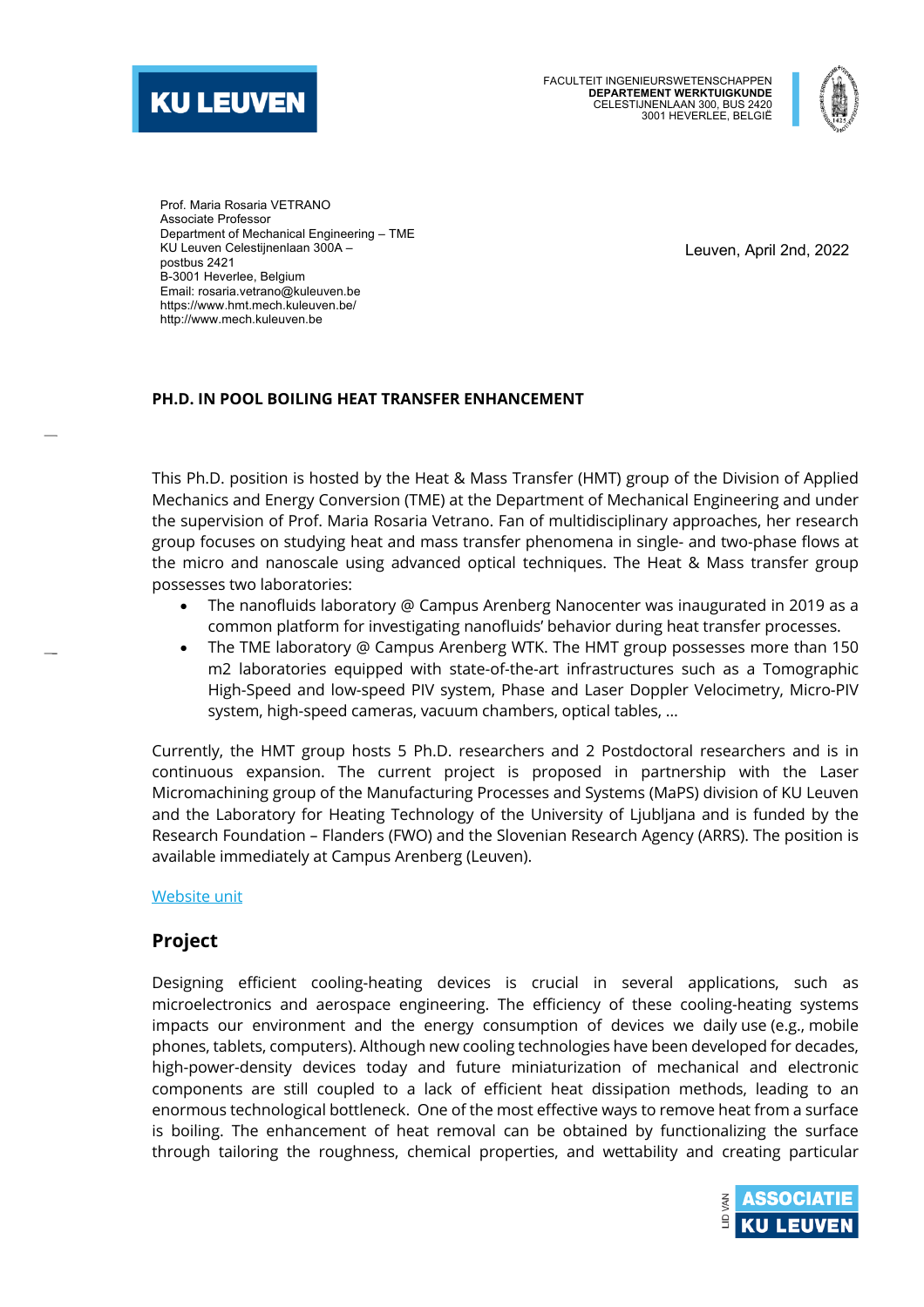KU LEUVEN

FACULTEIT INGENIEURSWETENSCHAPPEN
**DEPARTEMENT WERKTUIGKUNDE**
CELESTIJNENLAAN 300, BUS 2420
3001 HEVERLEE, BELGIË

Prof. Maria Rosaria VETRANO
Associate Professor
Department of Mechanical Engineering – TME
KU Leuven Celestijnenlaan 300A –
postbus 2421
B-3001 Heverlee, Belgium
Email: rosaria.vetrano@kuleuven.be
https://www.hmt.mech.kuleuven.be/
http://www.mech.kuleuven.be

Leuven, April 2nd, 2022

**PH.D. IN POOL BOILING HEAT TRANSFER ENHANCEMENT**

This Ph.D. position is hosted by the Heat & Mass Transfer (HMT) group of the Division of Applied Mechanics and Energy Conversion (TME) at the Department of Mechanical Engineering and under the supervision of Prof. Maria Rosaria Vetrano. Fan of multidisciplinary approaches, her research group focuses on studying heat and mass transfer phenomena in single- and two-phase flows at the micro and nanoscale using advanced optical techniques. The Heat & Mass transfer group possesses two laboratories:

- The nanofluids laboratory @ Campus Arenberg Nanocenter was inaugurated in 2019 as a common platform for investigating nanofluids' behavior during heat transfer processes.
- The TME laboratory @ Campus Arenberg WTK. The HMT group possesses more than 150 m2 laboratories equipped with state-of-the-art infrastructures such as a Tomographic High-Speed and low-speed PIV system, Phase and Laser Doppler Velocimetry, Micro-PIV system, high-speed cameras, vacuum chambers, optical tables, ...

Currently, the HMT group hosts 5 Ph.D. researchers and 2 Postdoctoral researchers and is in continuous expansion. The current project is proposed in partnership with the Laser Micromachining group of the Manufacturing Processes and Systems (MaPS) division of KU Leuven and the Laboratory for Heating Technology of the University of Ljubljana and is funded by the Research Foundation – Flanders (FWO) and the Slovenian Research Agency (ARRS). The position is available immediately at Campus Arenberg (Leuven).

Website unit

## Project

Designing efficient cooling-heating devices is crucial in several applications, such as microelectronics and aerospace engineering. The efficiency of these cooling-heating systems impacts our environment and the energy consumption of devices we daily use (e.g., mobile phones, tablets, computers). Although new cooling technologies have been developed for decades, high-power-density devices today and future miniaturization of mechanical and electronic components are still coupled to a lack of efficient heat dissipation methods, leading to an enormous technological bottleneck. One of the most effective ways to remove heat from a surface is boiling. The enhancement of heat removal can be obtained by functionalizing the surface through tailoring the roughness, chemical properties, and wettability and creating particular

ASSOCIATIE KU LEUVEN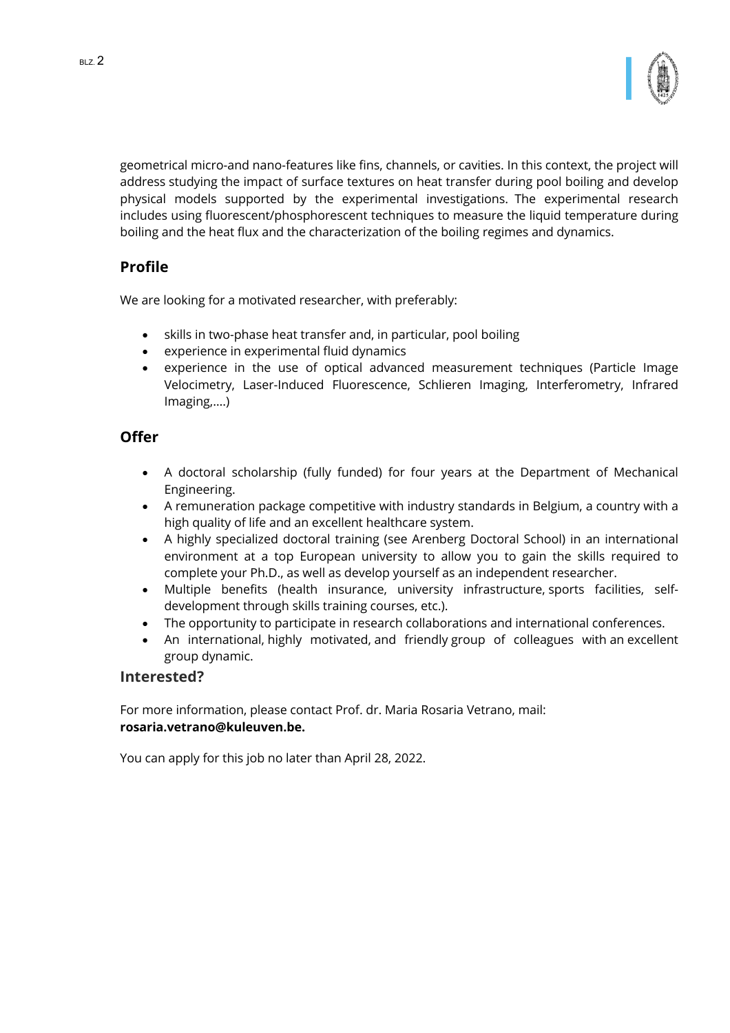geometrical micro-and nano-features like fins, channels, or cavities. In this context, the project will address studying the impact of surface textures on heat transfer during pool boiling and develop physical models supported by the experimental investigations. The experimental research includes using fluorescent/phosphorescent techniques to measure the liquid temperature during boiling and the heat flux and the characterization of the boiling regimes and dynamics.

## Profile

We are looking for a motivated researcher, with preferably:

- skills in two-phase heat transfer and, in particular, pool boiling
- experience in experimental fluid dynamics
- experience in the use of optical advanced measurement techniques (Particle Image Velocimetry, Laser-Induced Fluorescence, Schlieren Imaging, Interferometry, Infrared Imaging,....)

## Offer

- A doctoral scholarship (fully funded) for four years at the Department of Mechanical Engineering.
- A remuneration package competitive with industry standards in Belgium, a country with a high quality of life and an excellent healthcare system.
- A highly specialized doctoral training (see Arenberg Doctoral School) in an international environment at a top European university to allow you to gain the skills required to complete your Ph.D., as well as develop yourself as an independent researcher.
- Multiple benefits (health insurance, university infrastructure, sports facilities, self-development through skills training courses, etc.).
- The opportunity to participate in research collaborations and international conferences.
- An international, highly motivated, and friendly group of colleagues with an excellent group dynamic.

## Interested?

For more information, please contact Prof. dr. Maria Rosaria Vetrano, mail:
**rosaria.vetrano@kuleuven.be.**

You can apply for this job no later than April 28, 2022.